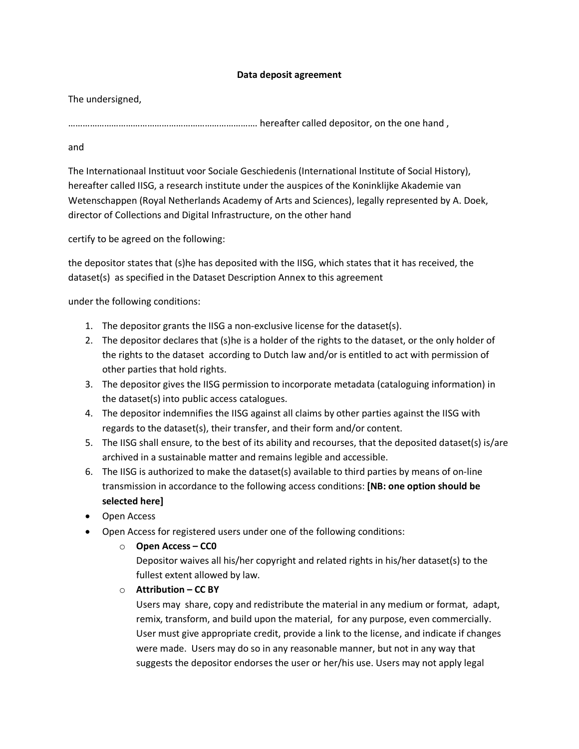**Data deposit agreement**

The undersigned,

…………………………………………………………………… hereafter called depositor, on the one hand ,

and

The Internationaal Instituut voor Sociale Geschiedenis (International Institute of Social History), hereafter called IISG, a research institute under the auspices of the Koninklijke Akademie van Wetenschappen (Royal Netherlands Academy of Arts and Sciences), legally represented by A. Doek, director of Collections and Digital Infrastructure, on the other hand

certify to be agreed on the following:

the depositor states that (s)he has deposited with the IISG, which states that it has received, the dataset(s) as specified in the Dataset Description Annex to this agreement

under the following conditions:

1. The depositor grants the IISG a non-exclusive license for the dataset(s).
2. The depositor declares that (s)he is a holder of the rights to the dataset, or the only holder of the rights to the dataset according to Dutch law and/or is entitled to act with permission of other parties that hold rights.
3. The depositor gives the IISG permission to incorporate metadata (cataloguing information) in the dataset(s) into public access catalogues.
4. The depositor indemnifies the IISG against all claims by other parties against the IISG with regards to the dataset(s), their transfer, and their form and/or content.
5. The IISG shall ensure, to the best of its ability and recourses, that the deposited dataset(s) is/are archived in a sustainable matter and remains legible and accessible.
6. The IISG is authorized to make the dataset(s) available to third parties by means of on-line transmission in accordance to the following access conditions: **[NB: one option should be selected here]**

- Open Access
- Open Access for registered users under one of the following conditions:
    - **Open Access – CC0**
      Depositor waives all his/her copyright and related rights in his/her dataset(s) to the fullest extent allowed by law.
    - **Attribution – CC BY**
      Users may share, copy and redistribute the material in any medium or format, adapt, remix, transform, and build upon the material, for any purpose, even commercially. User must give appropriate credit, provide a link to the license, and indicate if changes were made. Users may do so in any reasonable manner, but not in any way that suggests the depositor endorses the user or her/his use. Users may not apply legal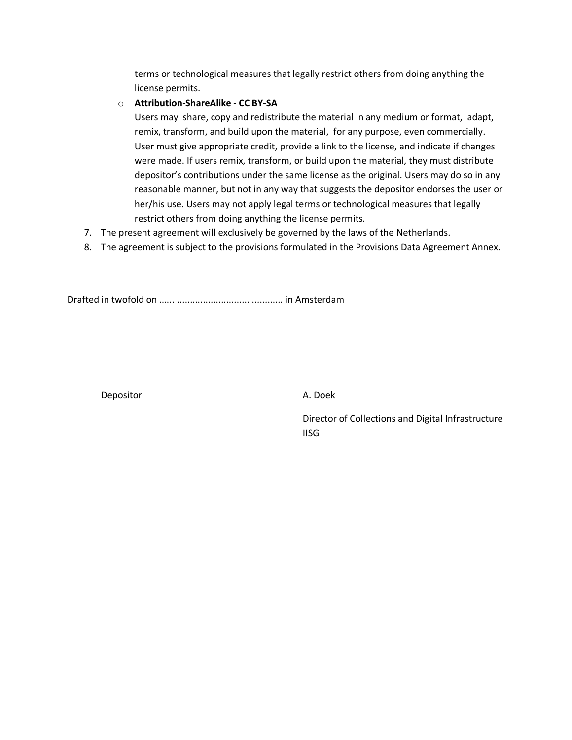terms or technological measures that legally restrict others from doing anything the license permits.

- **Attribution-ShareAlike - CC BY-SA**
  Users may share, copy and redistribute the material in any medium or format, adapt, remix, transform, and build upon the material, for any purpose, even commercially. User must give appropriate credit, provide a link to the license, and indicate if changes were made. If users remix, transform, or build upon the material, they must distribute depositor's contributions under the same license as the original. Users may do so in any reasonable manner, but not in any way that suggests the depositor endorses the user or her/his use. Users may not apply legal terms or technological measures that legally restrict others from doing anything the license permits.

7. The present agreement will exclusively be governed by the laws of the Netherlands.
8. The agreement is subject to the provisions formulated in the Provisions Data Agreement Annex.

Drafted in twofold on …... ……………………… ……….. in Amsterdam

Depositor

A. Doek

Director of Collections and Digital Infrastructure
IISG